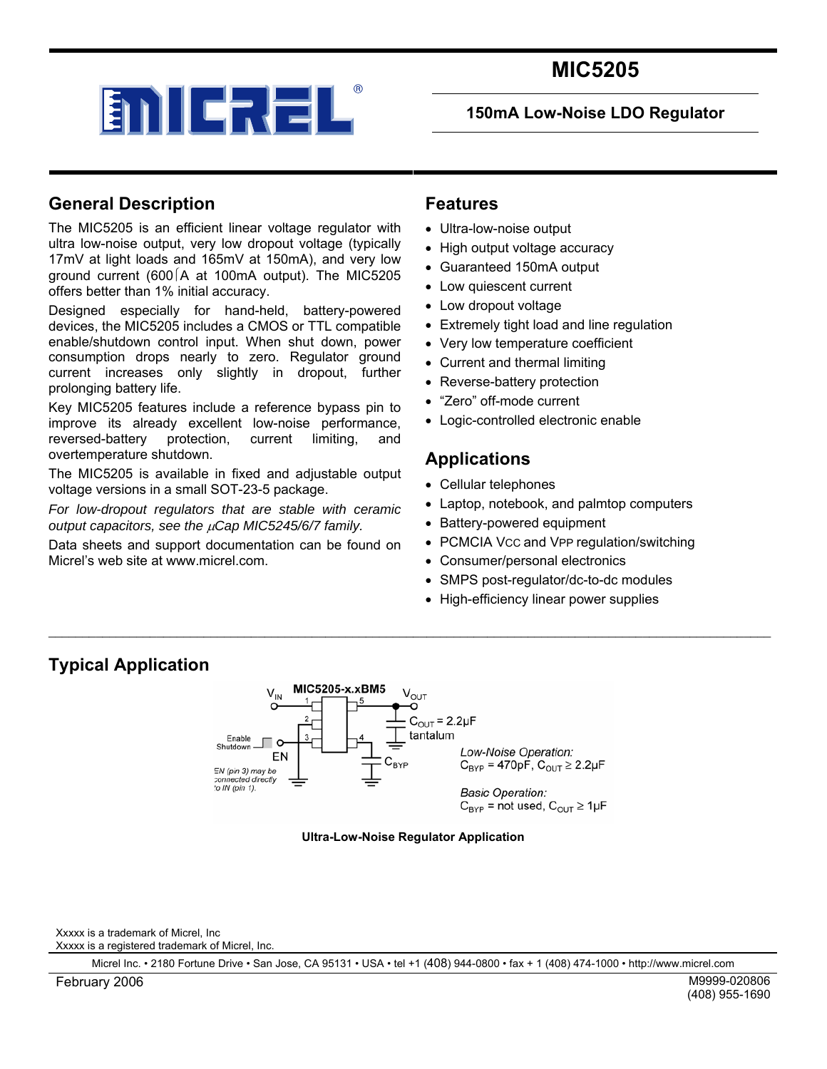# MIC5205

## 150mA Low-Noise LDO Regulator

## General Description

The MIC5205 is an efficient linear voltage regulator with ultra low-noise output, very low dropout voltage (typically 17mV at light loads and 165mV at 150mA), and very low ground current (600µA at 100mA output). The MIC5205 offers better than 1% initial accuracy.

Designed especially for hand-held, battery-powered devices, the MIC5205 includes a CMOS or TTL compatible enable/shutdown control input. When shut down, power consumption drops nearly to zero. Regulator ground current increases only slightly in dropout, further prolonging battery life.

Key MIC5205 features include a reference bypass pin to improve its already excellent low-noise performance, reversed-battery protection, current limiting, and overtemperature shutdown.

The MIC5205 is available in fixed and adjustable output voltage versions in a small SOT-23-5 package.

*For low-dropout regulators that are stable with ceramic output capacitors, see the µCap MIC5245/6/7 family.*

Data sheets and support documentation can be found on Micrel's web site at www.micrel.com.

## Features

- Ultra-low-noise output
- High output voltage accuracy
- Guaranteed 150mA output
- Low quiescent current
- Low dropout voltage
- Extremely tight load and line regulation
- Very low temperature coefficient
- Current and thermal limiting
- Reverse-battery protection
- "Zero" off-mode current
- Logic-controlled electronic enable

## Applications

- Cellular telephones
- Laptop, notebook, and palmtop computers
- Battery-powered equipment
- PCMCIA $V_{CC}$ and $V_{PP}$ regulation/switching
- Consumer/personal electronics
- SMPS post-regulator/dc-to-dc modules
- High-efficiency linear power supplies

## Typical Application

MIC5205-x.xBM5

$V_{IN}$

$V_{OUT}$

$C_{OUT}$ = 2.2µF tantalum

Enable
Shutdown

EN

$C_{BYP}$

EN (pin 3) may be connected directly to IN (pin 1).

*Low-Noise Operation:*
$C_{BYP}$ = 470pF, $C_{OUT} \geq$ 2.2µF

*Basic Operation:*
$C_{BYP}$ = not used, $C_{OUT} \geq$ 1µF

**Ultra-Low-Noise Regulator Application**

Xxxxx is a trademark of Micrel, Inc
Xxxxx is a registered trademark of Micrel, Inc.

Micrel Inc. • 2180 Fortune Drive • San Jose, CA 95131 • USA • tel +1 (408) 944-0800 • fax + 1 (408) 474-1000 • http://www.micrel.com

February 2006

M9999-020806
(408) 955-1690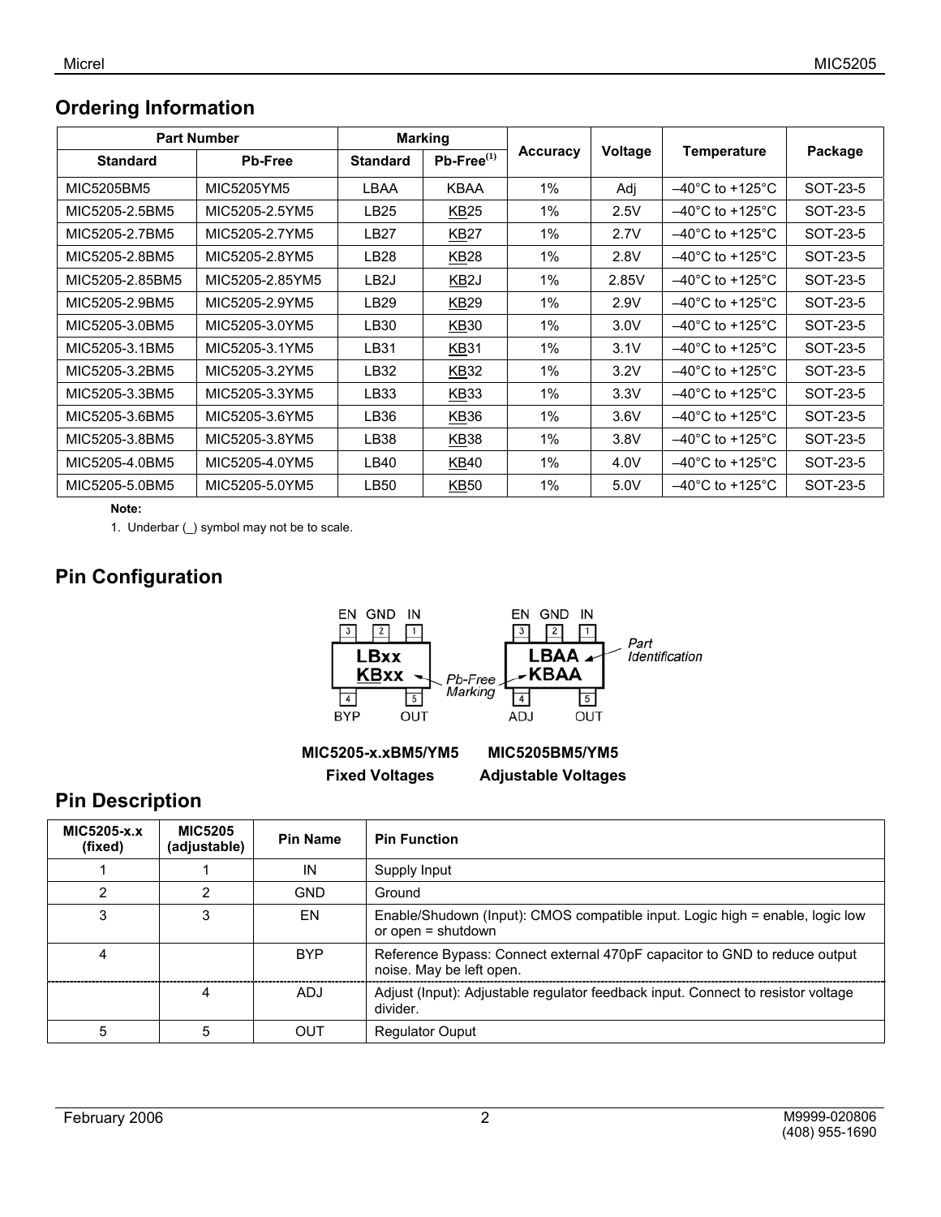## Ordering Information

| Part Number | | Marking | | Accuracy | Voltage | Temperature | Package |
|---|---|---|---|---|---|---|---|
| Standard | Pb-Free | Standard | Pb-Free[1] | | | | |
| MIC5205BM5 | MIC5205YM5 | LBAA | KBAA | 1% | Adj | –40°C to +125°C | SOT-23-5 |
| MIC5205-2.5BM5 | MIC5205-2.5YM5 | LB25 | KB25 | 1% | 2.5V | –40°C to +125°C | SOT-23-5 |
| MIC5205-2.7BM5 | MIC5205-2.7YM5 | LB27 | KB27 | 1% | 2.7V | –40°C to +125°C | SOT-23-5 |
| MIC5205-2.8BM5 | MIC5205-2.8YM5 | LB28 | KB28 | 1% | 2.8V | –40°C to +125°C | SOT-23-5 |
| MIC5205-2.85BM5 | MIC5205-2.85YM5 | LB2J | KB2J | 1% | 2.85V | –40°C to +125°C | SOT-23-5 |
| MIC5205-2.9BM5 | MIC5205-2.9YM5 | LB29 | KB29 | 1% | 2.9V | –40°C to +125°C | SOT-23-5 |
| MIC5205-3.0BM5 | MIC5205-3.0YM5 | LB30 | KB30 | 1% | 3.0V | –40°C to +125°C | SOT-23-5 |
| MIC5205-3.1BM5 | MIC5205-3.1YM5 | LB31 | KB31 | 1% | 3.1V | –40°C to +125°C | SOT-23-5 |
| MIC5205-3.2BM5 | MIC5205-3.2YM5 | LB32 | KB32 | 1% | 3.2V | –40°C to +125°C | SOT-23-5 |
| MIC5205-3.3BM5 | MIC5205-3.3YM5 | LB33 | KB33 | 1% | 3.3V | –40°C to +125°C | SOT-23-5 |
| MIC5205-3.6BM5 | MIC5205-3.6YM5 | LB36 | KB36 | 1% | 3.6V | –40°C to +125°C | SOT-23-5 |
| MIC5205-3.8BM5 | MIC5205-3.8YM5 | LB38 | KB38 | 1% | 3.8V | –40°C to +125°C | SOT-23-5 |
| MIC5205-4.0BM5 | MIC5205-4.0YM5 | LB40 | KB40 | 1% | 4.0V | –40°C to +125°C | SOT-23-5 |
| MIC5205-5.0BM5 | MIC5205-5.0YM5 | LB50 | KB50 | 1% | 5.0V | –40°C to +125°C | SOT-23-5 |

**Note:**

1. Underbar (_) symbol may not be to scale.

## Pin Configuration

EN GND IN
3 2 1
LBxx
KBxx
4 5
BYP OUT

EN GND IN
3 2 1
LBAA
KBAA
4 5
ADJ OUT

Pb-Free Marking

Part Identification

**MIC5205-x.xBM5/YM5** **MIC5205BM5/YM5**

**Fixed Voltages** **Adjustable Voltages**

## Pin Description

| MIC5205-x.x (fixed) | MIC5205 (adjustable) | Pin Name | Pin Function |
|---|---|---|---|
| 1 | 1 | IN | Supply Input |
| 2 | 2 | GND | Ground |
| 3 | 3 | EN | Enable/Shudown (Input): CMOS compatible input. Logic high = enable, logic low or open = shutdown |
| 4 | | BYP | Reference Bypass: Connect external 470pF capacitor to GND to reduce output noise. May be left open. |
| | 4 | ADJ | Adjust (Input): Adjustable regulator feedback input. Connect to resistor voltage divider. |
| 5 | 5 | OUT | Regulator Ouput |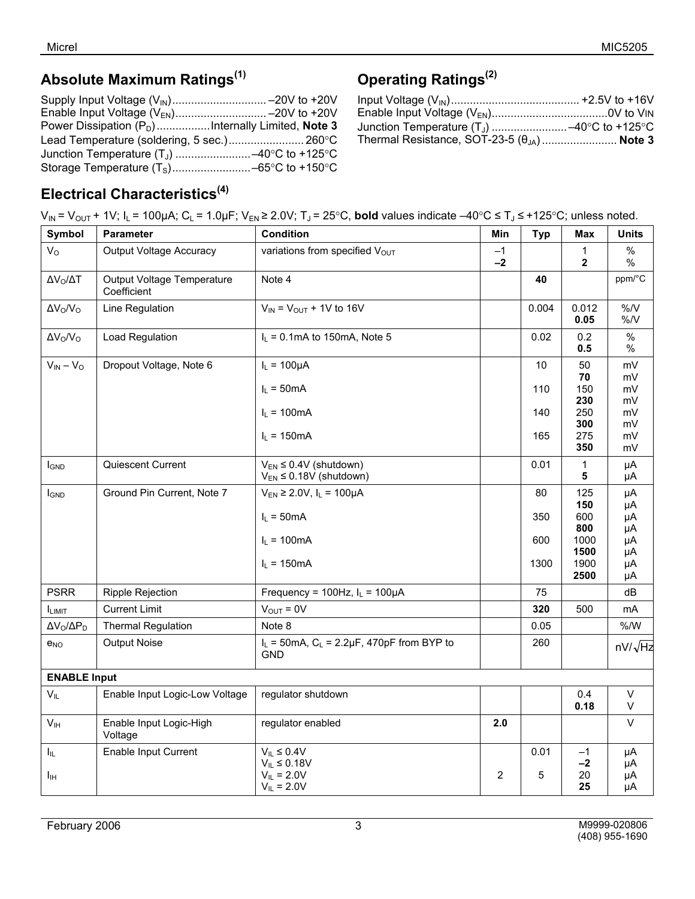## Absolute Maximum Ratings[1]

Supply Input Voltage ($V_{IN}$) .............................. –20V to +20V
Enable Input Voltage ($V_{EN}$) ............................. –20V to +20V
Power Dissipation ($P_D$) ................. Internally Limited, **Note 3**
Lead Temperature (soldering, 5 sec.) ........................ 260°C
Junction Temperature ($T_J$) ........................ –40°C to +125°C
Storage Temperature ($T_S$) ......................... –65°C to +150°C

## Operating Ratings[2]

Input Voltage ($V_{IN}$) ......................................... +2.5V to +16V
Enable Input Voltage ($V_{EN}$) ..................................... 0V to VIN
Junction Temperature ($T_J$) ........................ –40°C to +125°C
Thermal Resistance, SOT-23-5 ($\theta_{JA}$) ........................ **Note 3**

## Electrical Characteristics[4]

$V_{IN} = V_{OUT} + 1V$; $I_L = 100\mu A$; $C_L = 1.0\mu F$; $V_{EN} \geq 2.0V$; $T_J = 25°C$, **bold** values indicate $–40°C \leq T_J \leq +125°C$; unless noted.

| Symbol | Parameter | Condition | Min | Typ | Max | Units |
|---|---|---|---|---|---|---|
| $V_O$ | Output Voltage Accuracy | variations from specified $V_{OUT}$ | –1<br>**–2** | | 1<br>**2** | %<br>% |
| $\Delta V_O/\Delta T$ | Output Voltage Temperature Coefficient | Note 4 | | **40** | | ppm/°C |
| $\Delta V_O/V_O$ | Line Regulation | $V_{IN} = V_{OUT}$ + 1V to 16V | | 0.004 | 0.012<br>**0.05** | %/V<br>%/V |
| $\Delta V_O/V_O$ | Load Regulation | $I_L$ = 0.1mA to 150mA, Note 5 | | 0.02 | 0.2<br>**0.5** | %<br>% |
| $V_{IN} – V_O$ | Dropout Voltage, Note 6 | $I_L = 100\mu A$<br><br>$I_L$ = 50mA<br><br>$I_L$ = 100mA<br><br>$I_L$ = 150mA | | 10<br><br>110<br><br>140<br><br>165 | 50<br>**70**<br>150<br>**230**<br>250<br>**300**<br>275<br>**350** | mV<br>mV<br>mV<br>mV<br>mV<br>mV<br>mV<br>mV |
| $I_{GND}$ | Quiescent Current | $V_{EN} \leq 0.4V$ (shutdown)<br>$V_{EN} \leq 0.18V$ (shutdown) | | 0.01 | 1<br>**5** | μA<br>μA |
| $I_{GND}$ | Ground Pin Current, Note 7 | $V_{EN} \geq 2.0V$, $I_L = 100\mu A$<br><br>$I_L$ = 50mA<br><br>$I_L$ = 100mA<br><br>$I_L$ = 150mA | | 80<br><br>350<br><br>600<br><br>1300 | 125<br>**150**<br>600<br>**800**<br>1000<br>**1500**<br>1900<br>**2500** | μA<br>μA<br>μA<br>μA<br>μA<br>μA<br>μA<br>μA |
| PSRR | Ripple Rejection | Frequency = 100Hz, $I_L = 100\mu A$ | | 75 | | dB |
| $I_{LIMIT}$ | Current Limit | $V_{OUT}$ = 0V | | **320** | 500 | mA |
| $\Delta V_O/\Delta P_D$ | Thermal Regulation | Note 8 | | 0.05 | | %/W |
| $e_{NO}$ | Output Noise | $I_L$ = 50mA, $C_L = 2.2\mu F$, 470pF from BYP to GND | | 260 | | $nV/\sqrt{Hz}$ |
| **ENABLE Input** | | | | | | |
| $V_{IL}$ | Enable Input Logic-Low Voltage | regulator shutdown | | | 0.4<br>**0.18** | V<br>V |
| $V_{IH}$ | Enable Input Logic-High Voltage | regulator enabled | **2.0** | | | V |
| $I_{IL}$<br><br>$I_{IH}$ | Enable Input Current | $V_{IL} \leq 0.4V$<br>$V_{IL} \leq 0.18V$<br>$V_{IL} = 2.0V$<br>$V_{IL} = 2.0V$ | <br><br>2 | 0.01<br><br>5 | –1<br>**–2**<br>20<br>**25** | μA<br>μA<br>μA<br>μA |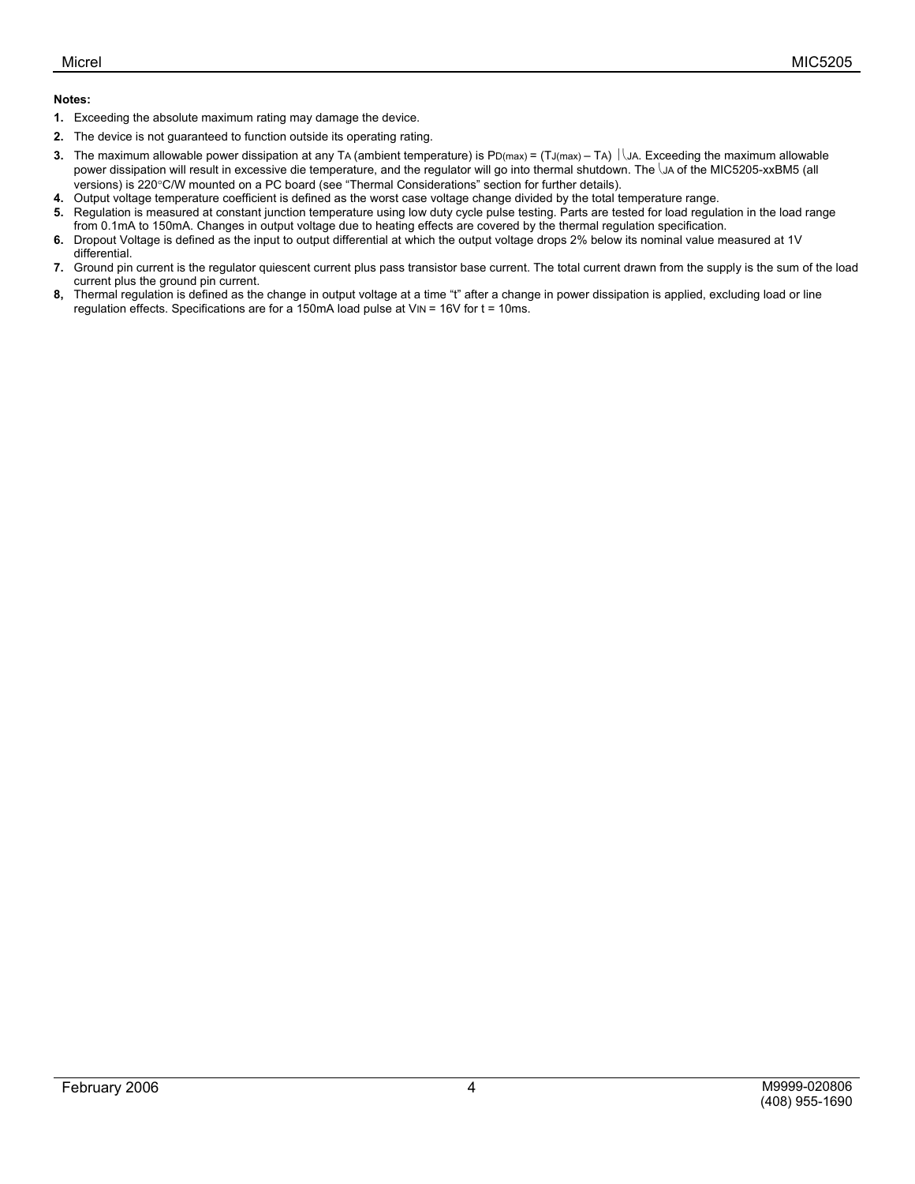**Notes:**

1. Exceeding the absolute maximum rating may damage the device.
2. The device is not guaranteed to function outside its operating rating.
3. The maximum allowable power dissipation at any $T_A$ (ambient temperature) is $P_{D(max)} = (T_{J(max)} - T_A) \div \theta_{JA}$. Exceeding the maximum allowable power dissipation will result in excessive die temperature, and the regulator will go into thermal shutdown. The $\theta_{JA}$ of the MIC5205-xxBM5 (all versions) is 220°C/W mounted on a PC board (see "Thermal Considerations" section for further details).
4. Output voltage temperature coefficient is defined as the worst case voltage change divided by the total temperature range.
5. Regulation is measured at constant junction temperature using low duty cycle pulse testing. Parts are tested for load regulation in the load range from 0.1mA to 150mA. Changes in output voltage due to heating effects are covered by the thermal regulation specification.
6. Dropout Voltage is defined as the input to output differential at which the output voltage drops 2% below its nominal value measured at 1V differential.
7. Ground pin current is the regulator quiescent current plus pass transistor base current. The total current drawn from the supply is the sum of the load current plus the ground pin current.
8. Thermal regulation is defined as the change in output voltage at a time "t" after a change in power dissipation is applied, excluding load or line regulation effects. Specifications are for a 150mA load pulse at $V_{IN}$ = 16V for t = 10ms.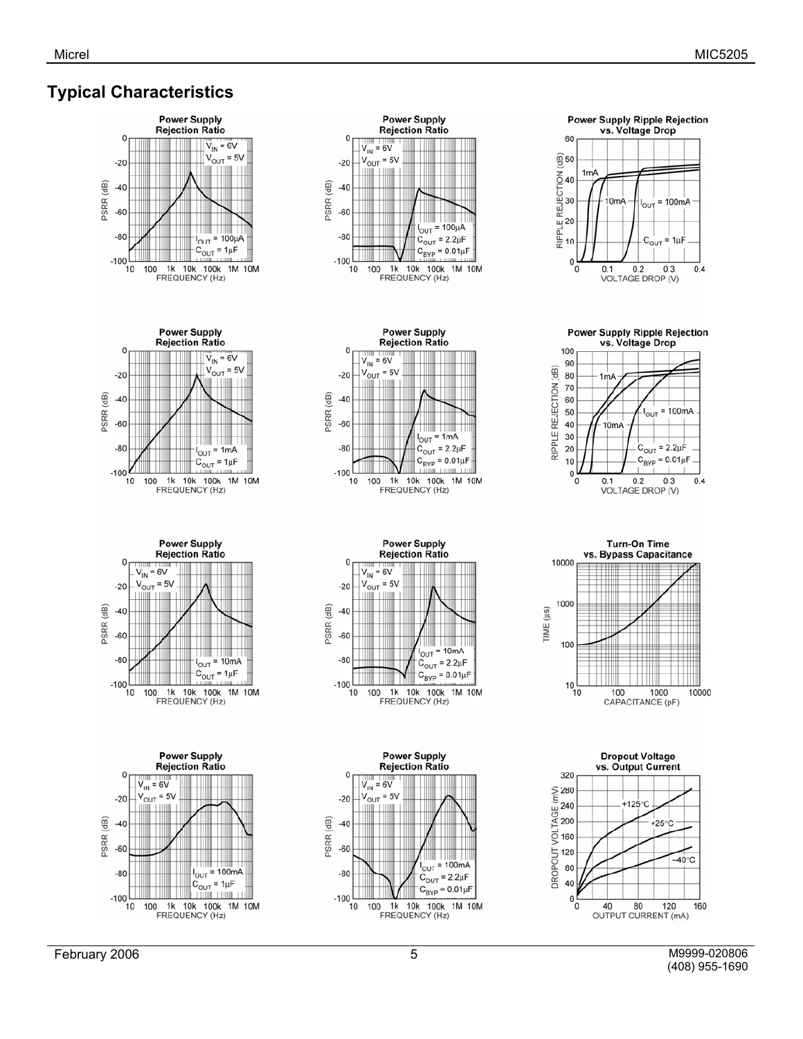## Typical Characteristics

Power Supply Rejection Ratio

PSRR (dB)

FREQUENCY (Hz)

$V_{IN}$ = 6V
$V_{OUT}$ = 5V

$I_{OUT}$ = 100µA
$C_{OUT}$ = 1µF

0, -20, -40, -60, -80, -100
10, 100, 1k, 10k, 100k, 1M, 10M

Power Supply Rejection Ratio

PSRR (dB)

FREQUENCY (Hz)

$V_{IN}$ = 6V
$V_{OUT}$ = 5V

$I_{OUT}$ = 100µA
$C_{OUT}$ = 2.2µF
$C_{BYP}$ = 0.01µF

0, -20, -40, -60, -80, -100
10, 100, 1k, 10k, 100k, 1M, 10M

Power Supply Ripple Rejection vs. Voltage Drop

RIPPLE REJECTION (dB)

VOLTAGE DROP (V)

1mA
10mA
$I_{OUT}$ = 100mA
$C_{OUT}$ = 1µF

60, 50, 40, 30, 20, 10, 0
0, 0.1, 0.2, 0.3, 0.4

Power Supply Rejection Ratio

PSRR (dB)

FREQUENCY (Hz)

$V_{IN}$ = 6V
$V_{OUT}$ = 5V

$I_{OUT}$ = 1mA
$C_{OUT}$ = 1µF

0, -20, -40, -60, -80, -100
10, 100, 1k, 10k, 100k, 1M, 10M

Power Supply Rejection Ratio

PSRR (dB)

FREQUENCY (Hz)

$V_{IN}$ = 6V
$V_{OUT}$ = 5V

$I_{OUT}$ = 1mA
$C_{OUT}$ = 2.2µF
$C_{BYP}$ = 0.01µF

0, -20, -40, -60, -80, -100
10, 100, 1k, 10k, 100k, 1M, 10M

Power Supply Ripple Rejection vs. Voltage Drop

RIPPLE REJECTION (dB)

VOLTAGE DROP (V)

1mA
10mA
$I_{OUT}$ = 100mA
$C_{OUT}$ = 2.2µF
$C_{BYP}$ = 0.01µF

100, 90, 80, 70, 60, 50, 40, 30, 20, 10, 0
0, 0.1, 0.2, 0.3, 0.4

Power Supply Rejection Ratio

PSRR (dB)

FREQUENCY (Hz)

$V_{IN}$ = 6V
$V_{OUT}$ = 5V

$I_{OUT}$ = 10mA
$C_{OUT}$ = 1µF

0, -20, -40, -60, -80, -100
10, 100, 1k, 10k, 100k, 1M, 10M

Power Supply Rejection Ratio

PSRR (dB)

FREQUENCY (Hz)

$V_{IN}$ = 6V
$V_{OUT}$ = 5V

$I_{OUT}$ = 10mA
$C_{OUT}$ = 2.2µF
$C_{BYP}$ = 0.01µF

0, -20, -40, -60, -80, -100
10, 100, 1k, 10k, 100k, 1M, 10M

Turn-On Time vs. Bypass Capacitance

TIME (µs)

CAPACITANCE (pF)

10000, 1000, 100, 10
10, 100, 1000, 10000

Power Supply Rejection Ratio

PSRR (dB)

FREQUENCY (Hz)

$V_{IN}$ = 6V
$V_{OUT}$ = 5V

$I_{OUT}$ = 100mA
$C_{OUT}$ = 1µF

0, -20, -40, -60, -80, -100
10, 100, 1k, 10k, 100k, 1M, 10M

Power Supply Rejection Ratio

PSRR (dB)

FREQUENCY (Hz)

$V_{IN}$ = 6V
$V_{OUT}$ = 5V

$I_{OUT}$ = 100mA
$C_{OUT}$ = 2.2µF
$C_{BYP}$ = 0.01µF

0, -20, -40, -60, -80, -100
10, 100, 1k, 10k, 100k, 1M, 10M

Dropout Voltage vs. Output Current

DROPOUT VOLTAGE (mV)

OUTPUT CURRENT (mA)

+125°C
+25°C
–40°C

320, 280, 240, 200, 160, 120, 80, 40, 0
0, 40, 80, 120, 160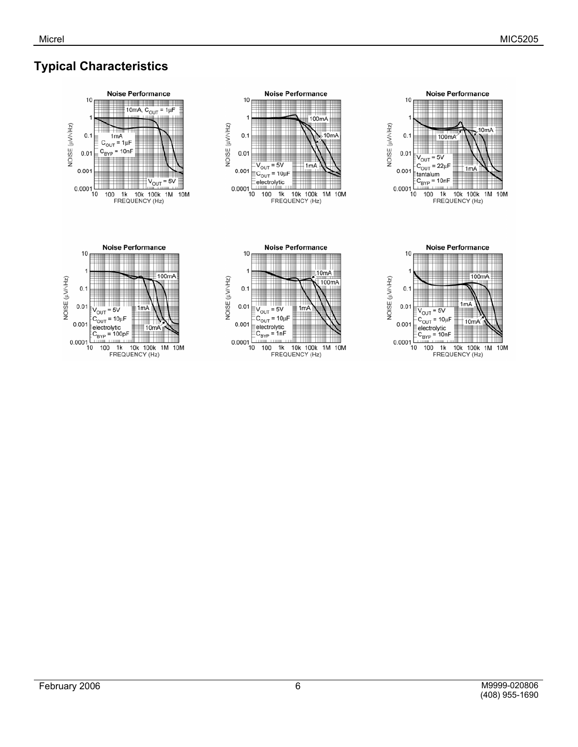## Typical Characteristics

Noise Performance

10mA, $C_{OUT}$ = 1µF

1mA

$C_{OUT}$ = 1µF

$C_{BYP}$ = 10nF

$V_{OUT}$ = 5V

NOISE (µV/√Hz)

10, 1, 0.1, 0.01, 0.001, 0.0001

10 100 1k 10k 100k 1M 10M

FREQUENCY (Hz)

Noise Performance

100mA

10mA

1mA

$V_{OUT}$ = 5V

$C_{OUT}$ = 10µF

electrolytic

NOISE (µV/√Hz)

10, 1, 0.1, 0.01, 0.001, 0.0001

10 100 1k 10k 100k 1M 10M

FREQUENCY (Hz)

Noise Performance

10mA

100mA

1mA

$V_{OUT}$ = 5V

$C_{OUT}$ = 22µF

tantalum

$C_{BYP}$ = 10nF

NOISE (µV/√Hz)

10, 1, 0.1, 0.01, 0.001, 0.0001

10 100 1k 10k 100k 1M 10M

FREQUENCY (Hz)

Noise Performance

100mA

1mA

10mA

$V_{OUT}$ = 5V

$C_{OUT}$ = 10µF

electrolytic

$C_{BYP}$ = 100pF

NOISE (µV/√Hz)

10, 1, 0.1, 0.01, 0.001, 0.0001

10 100 1k 10k 100k 1M 10M

FREQUENCY (Hz)

Noise Performance

10mA

100mA

1mA

$V_{OUT}$ = 5V

$C_{OUT}$ = 10µF

electrolytic

$C_{BYP}$ = 1nF

NOISE (µV/√Hz)

10, 1, 0.1, 0.01, 0.001, 0.0001

10 100 1k 10k 100k 1M 10M

FREQUENCY (Hz)

Noise Performance

100mA

1mA

10mA

$V_{OUT}$ = 5V

$C_{OUT}$ = 10µF

electrolytic

$C_{BYP}$ = 10nF

NOISE (µV/√Hz)

10, 1, 0.1, 0.01, 0.001, 0.0001

10 100 1k 10k 100k 1M 10M

FREQUENCY (Hz)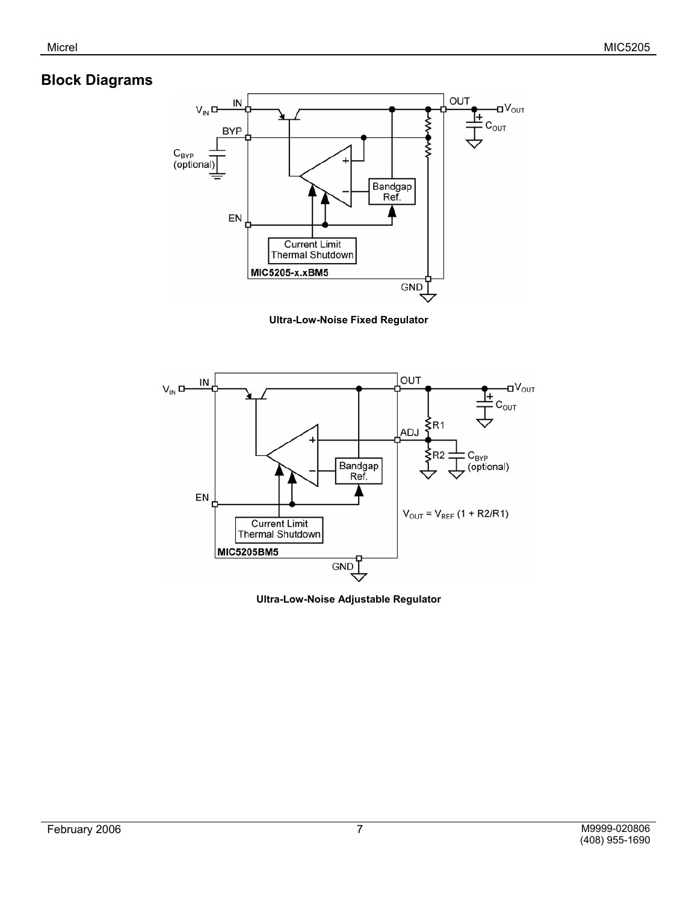## Block Diagrams

IN
OUT
$V_{IN}$
$V_{OUT}$
BYP
$C_{OUT}$
$C_{BYP}$
(optional)
Bandgap Ref.
EN
Current Limit
Thermal Shutdown
MIC5205-x.xBM5
GND

**Ultra-Low-Noise Fixed Regulator**

IN
OUT
$V_{IN}$
$V_{OUT}$
$C_{OUT}$
ADJ
R1
R2
$C_{BYP}$
(optional)
Bandgap Ref.
EN
$V_{OUT} = V_{REF}$ (1 + R2/R1)
Current Limit
Thermal Shutdown
MIC5205BM5
GND

**Ultra-Low-Noise Adjustable Regulator**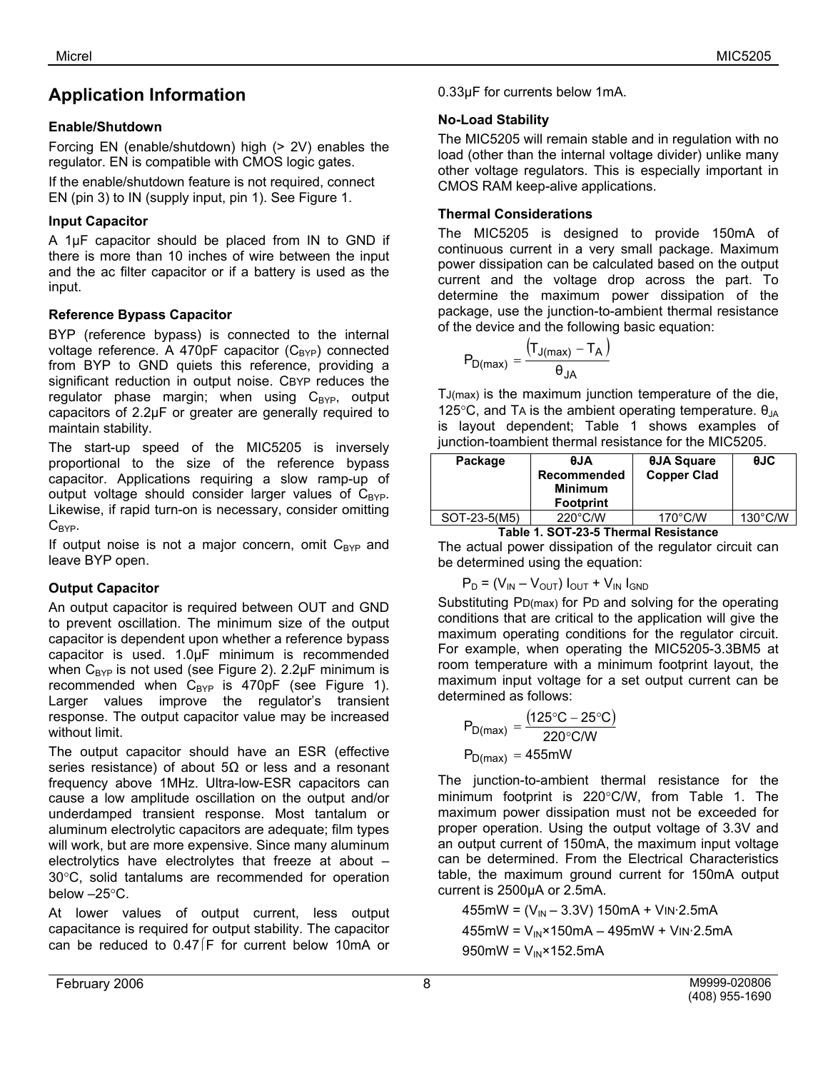## Application Information

### Enable/Shutdown

Forcing EN (enable/shutdown) high (> 2V) enables the regulator. EN is compatible with CMOS logic gates.

If the enable/shutdown feature is not required, connect EN (pin 3) to IN (supply input, pin 1). See Figure 1.

### Input Capacitor

A 1µF capacitor should be placed from IN to GND if there is more than 10 inches of wire between the input and the ac filter capacitor or if a battery is used as the input.

### Reference Bypass Capacitor

BYP (reference bypass) is connected to the internal voltage reference. A 470pF capacitor ($C_{BYP}$) connected from BYP to GND quiets this reference, providing a significant reduction in output noise. $C_{BYP}$ reduces the regulator phase margin; when using $C_{BYP}$, output capacitors of 2.2µF or greater are generally required to maintain stability.

The start-up speed of the MIC5205 is inversely proportional to the size of the reference bypass capacitor. Applications requiring a slow ramp-up of output voltage should consider larger values of $C_{BYP}$. Likewise, if rapid turn-on is necessary, consider omitting $C_{BYP}$.

If output noise is not a major concern, omit $C_{BYP}$ and leave BYP open.

### Output Capacitor

An output capacitor is required between OUT and GND to prevent oscillation. The minimum size of the output capacitor is dependent upon whether a reference bypass capacitor is used. 1.0µF minimum is recommended when $C_{BYP}$ is not used (see Figure 2). 2.2µF minimum is recommended when $C_{BYP}$ is 470pF (see Figure 1). Larger values improve the regulator's transient response. The output capacitor value may be increased without limit.

The output capacitor should have an ESR (effective series resistance) of about 5Ω or less and a resonant frequency above 1MHz. Ultra-low-ESR capacitors can cause a low amplitude oscillation on the output and/or underdamped transient response. Most tantalum or aluminum electrolytic capacitors are adequate; film types will work, but are more expensive. Since many aluminum electrolytics have electrolytes that freeze at about –30°C, solid tantalums are recommended for operation below –25°C.

At lower values of output current, less output capacitance is required for output stability. The capacitor can be reduced to 0.47⌈F for current below 10mA or 0.33µF for currents below 1mA.

### No-Load Stability

The MIC5205 will remain stable and in regulation with no load (other than the internal voltage divider) unlike many other voltage regulators. This is especially important in CMOS RAM keep-alive applications.

### Thermal Considerations

The MIC5205 is designed to provide 150mA of continuous current in a very small package. Maximum power dissipation can be calculated based on the output current and the voltage drop across the part. To determine the maximum power dissipation of the package, use the junction-to-ambient thermal resistance of the device and the following basic equation:

$$P_{D(max)} = \frac{(T_{J(max)} - T_A)}{\theta_{JA}}$$

$T_{J(max)}$ is the maximum junction temperature of the die, 125°C, and $T_A$ is the ambient operating temperature. $\theta_{JA}$ is layout dependent; Table 1 shows examples of junction-toambient thermal resistance for the MIC5205.

| Package | θJA Recommended Minimum Footprint | θJA Square Copper Clad | θJC |
|---|---|---|---|
| SOT-23-5(M5) | 220°C/W | 170°C/W | 130°C/W |

**Table 1. SOT-23-5 Thermal Resistance**

The actual power dissipation of the regulator circuit can be determined using the equation:

$$P_D = (V_{IN} – V_{OUT}) I_{OUT} + V_{IN} I_{GND}$$

Substituting $P_{D(max)}$ for $P_D$ and solving for the operating conditions that are critical to the application will give the maximum operating conditions for the regulator circuit. For example, when operating the MIC5205-3.3BM5 at room temperature with a minimum footprint layout, the maximum input voltage for a set output current can be determined as follows:

$$P_{D(max)} = \frac{(125°C - 25°C)}{220°C/W}$$

$$P_{D(max)} = 455mW$$

The junction-to-ambient thermal resistance for the minimum footprint is 220°C/W, from Table 1. The maximum power dissipation must not be exceeded for proper operation. Using the output voltage of 3.3V and an output current of 150mA, the maximum input voltage can be determined. From the Electrical Characteristics table, the maximum ground current for 150mA output current is 2500µA or 2.5mA.

$$455mW = (V_{IN} – 3.3V)\ 150mA + V_{IN} \cdot 2.5mA$$

$$455mW = V_{IN} \times 150mA – 495mW + V_{IN} \cdot 2.5mA$$

$$950mW = V_{IN} \times 152.5mA$$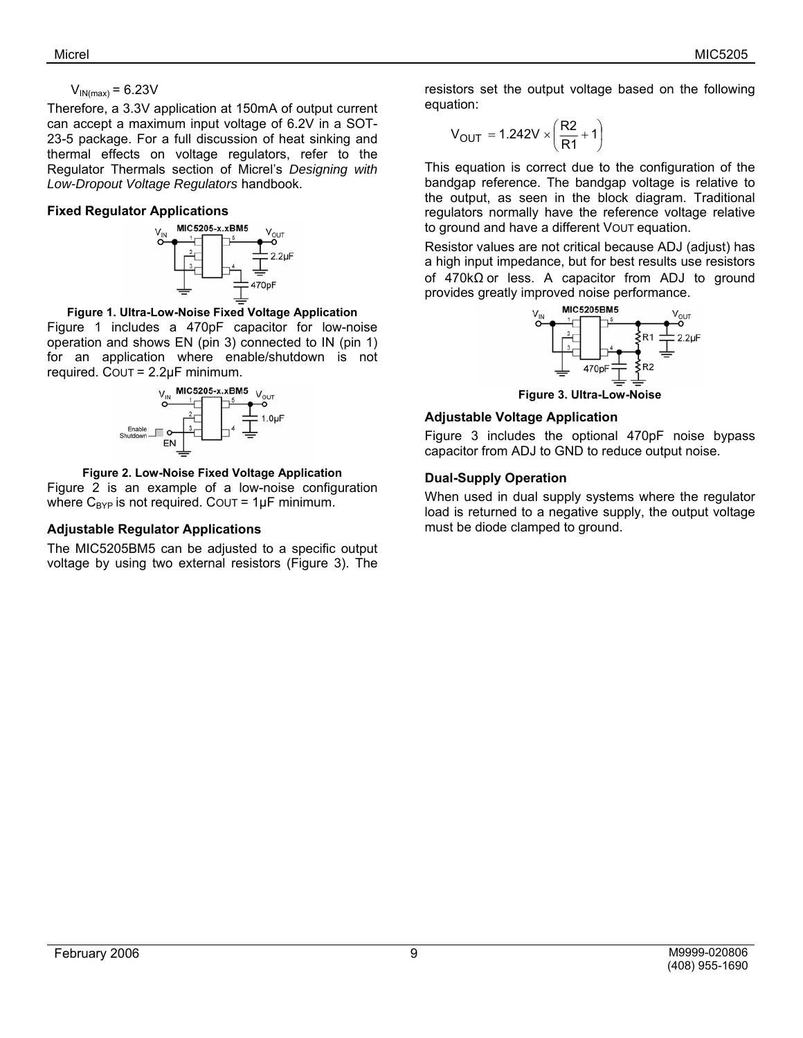$V_{IN(max)} = 6.23V$

Therefore, a 3.3V application at 150mA of output current can accept a maximum input voltage of 6.2V in a SOT-23-5 package. For a full discussion of heat sinking and thermal effects on voltage regulators, refer to the Regulator Thermals section of Micrel's *Designing with Low-Dropout Voltage Regulators* handbook.

### Fixed Regulator Applications

MIC5205-x.xBM5

$V_{IN}$

$V_{OUT}$

1

2

3

4

5

2.2µF

470pF

**Figure 1. Ultra-Low-Noise Fixed Voltage Application**

Figure 1 includes a 470pF capacitor for low-noise operation and shows EN (pin 3) connected to IN (pin 1) for an application where enable/shutdown is not required. $C_{OUT}$ = 2.2µF minimum.

MIC5205-x.xBM5

$V_{IN}$

$V_{OUT}$

1

2

3

4

5

1.0µF

Enable

Shutdown

EN

**Figure 2. Low-Noise Fixed Voltage Application**

Figure 2 is an example of a low-noise configuration where $C_{BYP}$ is not required. $C_{OUT}$ = 1µF minimum.

### Adjustable Regulator Applications

The MIC5205BM5 can be adjusted to a specific output voltage by using two external resistors (Figure 3). The resistors set the output voltage based on the following equation:

$$V_{OUT} = 1.242V \times \left(\frac{R2}{R1} + 1\right)$$

This equation is correct due to the configuration of the bandgap reference. The bandgap voltage is relative to the output, as seen in the block diagram. Traditional regulators normally have the reference voltage relative to ground and have a different $V_{OUT}$ equation.

Resistor values are not critical because ADJ (adjust) has a high input impedance, but for best results use resistors of 470kΩ or less. A capacitor from ADJ to ground provides greatly improved noise performance.

MIC5205BM5

$V_{IN}$

$V_{OUT}$

1

2

3

4

5

R1

2.2µF

470pF

R2

**Figure 3. Ultra-Low-Noise**

### Adjustable Voltage Application

Figure 3 includes the optional 470pF noise bypass capacitor from ADJ to GND to reduce output noise.

### Dual-Supply Operation

When used in dual supply systems where the regulator load is returned to a negative supply, the output voltage must be diode clamped to ground.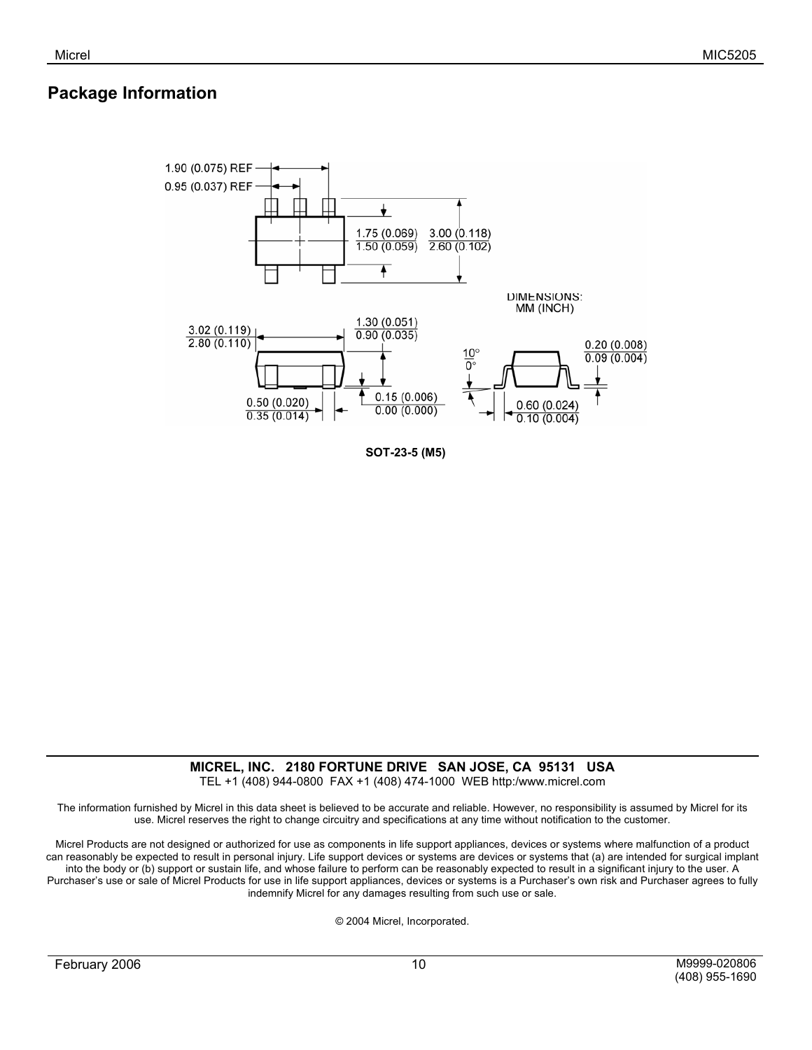## Package Information

1.90 (0.075) REF
0.95 (0.037) REF
1.75 (0.069)
1.50 (0.059)
3.00 (0.118)
2.60 (0.102)
DIMENSIONS:
MM (INCH)
3.02 (0.119)
2.80 (0.110)
1.30 (0.051)
0.90 (0.035)
10°
0°
0.20 (0.008)
0.09 (0.004)
0.50 (0.020)
0.35 (0.014)
0.15 (0.006)
0.00 (0.000)
0.60 (0.024)
0.10 (0.004)

**SOT-23-5 (M5)**

---

**MICREL, INC. 2180 FORTUNE DRIVE SAN JOSE, CA 95131 USA**

TEL +1 (408) 944-0800 FAX +1 (408) 474-1000 WEB http:/www.micrel.com

The information furnished by Micrel in this data sheet is believed to be accurate and reliable. However, no responsibility is assumed by Micrel for its use. Micrel reserves the right to change circuitry and specifications at any time without notification to the customer.

Micrel Products are not designed or authorized for use as components in life support appliances, devices or systems where malfunction of a product can reasonably be expected to result in personal injury. Life support devices or systems are devices or systems that (a) are intended for surgical implant into the body or (b) support or sustain life, and whose failure to perform can be reasonably expected to result in a significant injury to the user. A Purchaser's use or sale of Micrel Products for use in life support appliances, devices or systems is a Purchaser's own risk and Purchaser agrees to fully indemnify Micrel for any damages resulting from such use or sale.

© 2004 Micrel, Incorporated.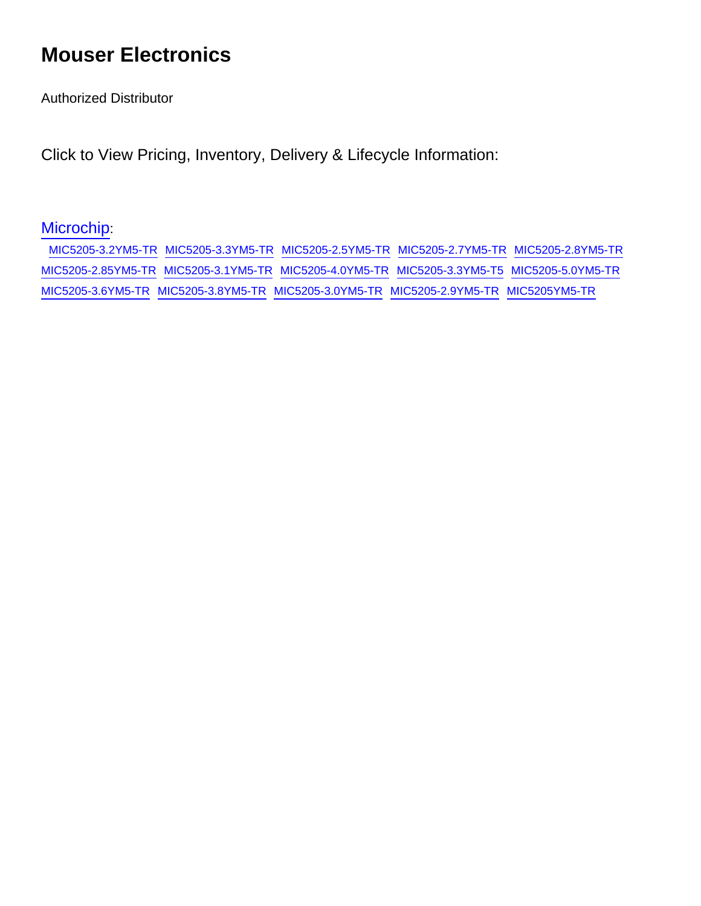# Mouser Electronics

Authorized Distributor

Click to View Pricing, Inventory, Delivery & Lifecycle Information:

Microchip:

MIC5205-3.2YM5-TR MIC5205-3.3YM5-TR MIC5205-2.5YM5-TR MIC5205-2.7YM5-TR MIC5205-2.8YM5-TR MIC5205-2.85YM5-TR MIC5205-3.1YM5-TR MIC5205-4.0YM5-TR MIC5205-3.3YM5-T5 MIC5205-5.0YM5-TR MIC5205-3.6YM5-TR MIC5205-3.8YM5-TR MIC5205-3.0YM5-TR MIC5205-2.9YM5-TR MIC5205YM5-TR